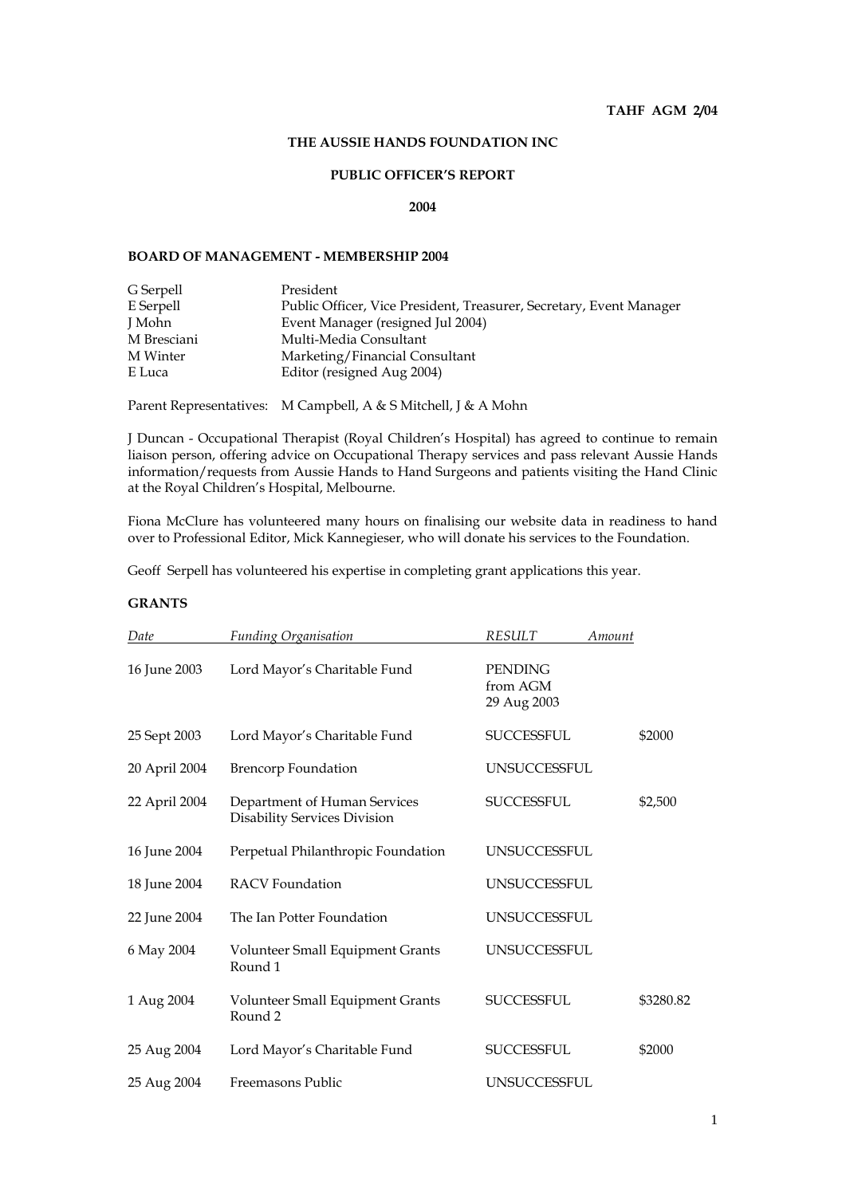**TAHF AGM 2/04**

# THE AUSSIE HANDS FOUNDATION INC

## PUBLIC OFFICER'S REPORT

## 2004

### BOARD OF MANAGEMENT - MEMBERSHIP 2004

| | |
|---|---|
| G Serpell | President |
| E Serpell | Public Officer, Vice President, Treasurer, Secretary, Event Manager |
| J Mohn | Event Manager (resigned Jul 2004) |
| M Bresciani | Multi-Media Consultant |
| M Winter | Marketing/Financial Consultant |
| E Luca | Editor (resigned Aug 2004) |

Parent Representatives: M Campbell, A & S Mitchell, J & A Mohn

J Duncan - Occupational Therapist (Royal Children's Hospital) has agreed to continue to remain liaison person, offering advice on Occupational Therapy services and pass relevant Aussie Hands information/requests from Aussie Hands to Hand Surgeons and patients visiting the Hand Clinic at the Royal Children's Hospital, Melbourne.

Fiona McClure has volunteered many hours on finalising our website data in readiness to hand over to Professional Editor, Mick Kannegieser, who will donate his services to the Foundation.

Geoff Serpell has volunteered his expertise in completing grant applications this year.

### GRANTS

| *Date* | *Funding Organisation* | *RESULT* | *Amount* |
|---|---|---|---|
| 16 June 2003 | Lord Mayor's Charitable Fund | PENDING from AGM 29 Aug 2003 | |
| 25 Sept 2003 | Lord Mayor's Charitable Fund | SUCCESSFUL | $2000 |
| 20 April 2004 | Brencorp Foundation | UNSUCCESSFUL | |
| 22 April 2004 | Department of Human Services Disability Services Division | SUCCESSFUL | $2,500 |
| 16 June 2004 | Perpetual Philanthropic Foundation | UNSUCCESSFUL | |
| 18 June 2004 | RACV Foundation | UNSUCCESSFUL | |
| 22 June 2004 | The Ian Potter Foundation | UNSUCCESSFUL | |
| 6 May 2004 | Volunteer Small Equipment Grants Round 1 | UNSUCCESSFUL | |
| 1 Aug 2004 | Volunteer Small Equipment Grants Round 2 | SUCCESSFUL | $3280.82 |
| 25 Aug 2004 | Lord Mayor's Charitable Fund | SUCCESSFUL | $2000 |
| 25 Aug 2004 | Freemasons Public | UNSUCCESSFUL | |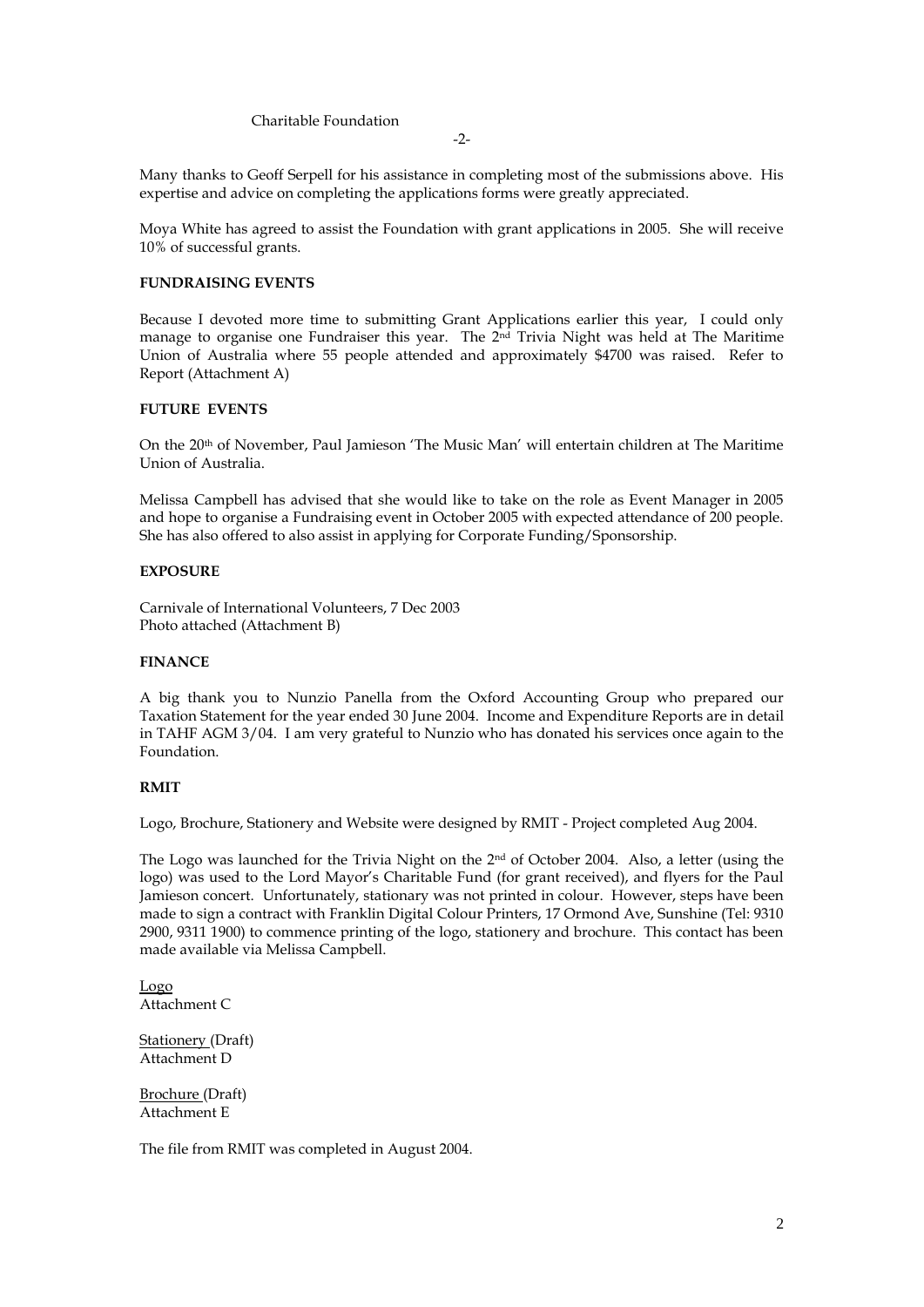Many thanks to Geoff Serpell for his assistance in completing most of the submissions above. His expertise and advice on completing the applications forms were greatly appreciated.

Moya White has agreed to assist the Foundation with grant applications in 2005. She will receive 10% of successful grants.

**FUNDRAISING EVENTS**

Because I devoted more time to submitting Grant Applications earlier this year, I could only manage to organise one Fundraiser this year. The 2nd Trivia Night was held at The Maritime Union of Australia where 55 people attended and approximately $4700 was raised. Refer to Report (Attachment A)

**FUTURE EVENTS**

On the 20th of November, Paul Jamieson 'The Music Man' will entertain children at The Maritime Union of Australia.

Melissa Campbell has advised that she would like to take on the role as Event Manager in 2005 and hope to organise a Fundraising event in October 2005 with expected attendance of 200 people. She has also offered to also assist in applying for Corporate Funding/Sponsorship.

**EXPOSURE**

Carnivale of International Volunteers, 7 Dec 2003
Photo attached (Attachment B)

**FINANCE**

A big thank you to Nunzio Panella from the Oxford Accounting Group who prepared our Taxation Statement for the year ended 30 June 2004. Income and Expenditure Reports are in detail in TAHF AGM 3/04. I am very grateful to Nunzio who has donated his services once again to the Foundation.

**RMIT**

Logo, Brochure, Stationery and Website were designed by RMIT - Project completed Aug 2004.

The Logo was launched for the Trivia Night on the 2nd of October 2004. Also, a letter (using the logo) was used to the Lord Mayor's Charitable Fund (for grant received), and flyers for the Paul Jamieson concert. Unfortunately, stationary was not printed in colour. However, steps have been made to sign a contract with Franklin Digital Colour Printers, 17 Ormond Ave, Sunshine (Tel: 9310 2900, 9311 1900) to commence printing of the logo, stationery and brochure. This contact has been made available via Melissa Campbell.

<u>Logo</u>
Attachment C

<u>Stationery</u> (Draft)
Attachment D

<u>Brochure</u> (Draft)
Attachment E

The file from RMIT was completed in August 2004.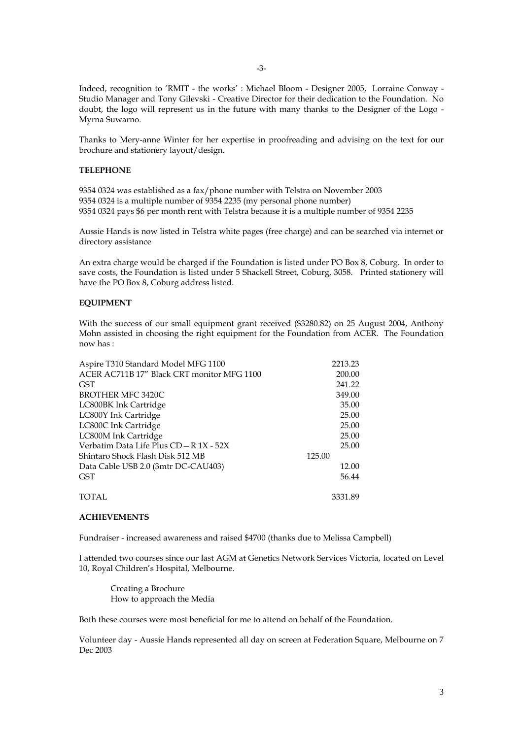Indeed, recognition to 'RMIT - the works' : Michael Bloom - Designer 2005, Lorraine Conway - Studio Manager and Tony Gilevski - Creative Director for their dedication to the Foundation. No doubt, the logo will represent us in the future with many thanks to the Designer of the Logo - Myrna Suwarno.

Thanks to Mery-anne Winter for her expertise in proofreading and advising on the text for our brochure and stationery layout/design.

**TELEPHONE**

9354 0324 was established as a fax/phone number with Telstra on November 2003
9354 0324 is a multiple number of 9354 2235 (my personal phone number)
9354 0324 pays $6 per month rent with Telstra because it is a multiple number of 9354 2235

Aussie Hands is now listed in Telstra white pages (free charge) and can be searched via internet or directory assistance

An extra charge would be charged if the Foundation is listed under PO Box 8, Coburg. In order to save costs, the Foundation is listed under 5 Shackell Street, Coburg, 3058. Printed stationery will have the PO Box 8, Coburg address listed.

**EQUIPMENT**

With the success of our small equipment grant received ($3280.82) on 25 August 2004, Anthony Mohn assisted in choosing the right equipment for the Foundation from ACER. The Foundation now has :

| | |
|---|---|
| Aspire T310 Standard Model MFG 1100 | 2213.23 |
| ACER AC711B 17" Black CRT monitor MFG 1100 | 200.00 |
| GST | 241.22 |
| BROTHER MFC 3420C | 349.00 |
| LC800BK Ink Cartridge | 35.00 |
| LC800Y Ink Cartridge | 25.00 |
| LC800C Ink Cartridge | 25.00 |
| LC800M Ink Cartridge | 25.00 |
| Verbatim Data Life Plus CD – R 1X - 52X | 25.00 |
| Shintaro Shock Flash Disk 512 MB | 125.00 |
| Data Cable USB 2.0 (3mtr DC-CAU403) | 12.00 |
| GST | 56.44 |
| TOTAL | 3331.89 |

**ACHIEVEMENTS**

Fundraiser - increased awareness and raised $4700 (thanks due to Melissa Campbell)

I attended two courses since our last AGM at Genetics Network Services Victoria, located on Level 10, Royal Children's Hospital, Melbourne.

> Creating a Brochure
> How to approach the Media

Both these courses were most beneficial for me to attend on behalf of the Foundation.

Volunteer day - Aussie Hands represented all day on screen at Federation Square, Melbourne on 7 Dec 2003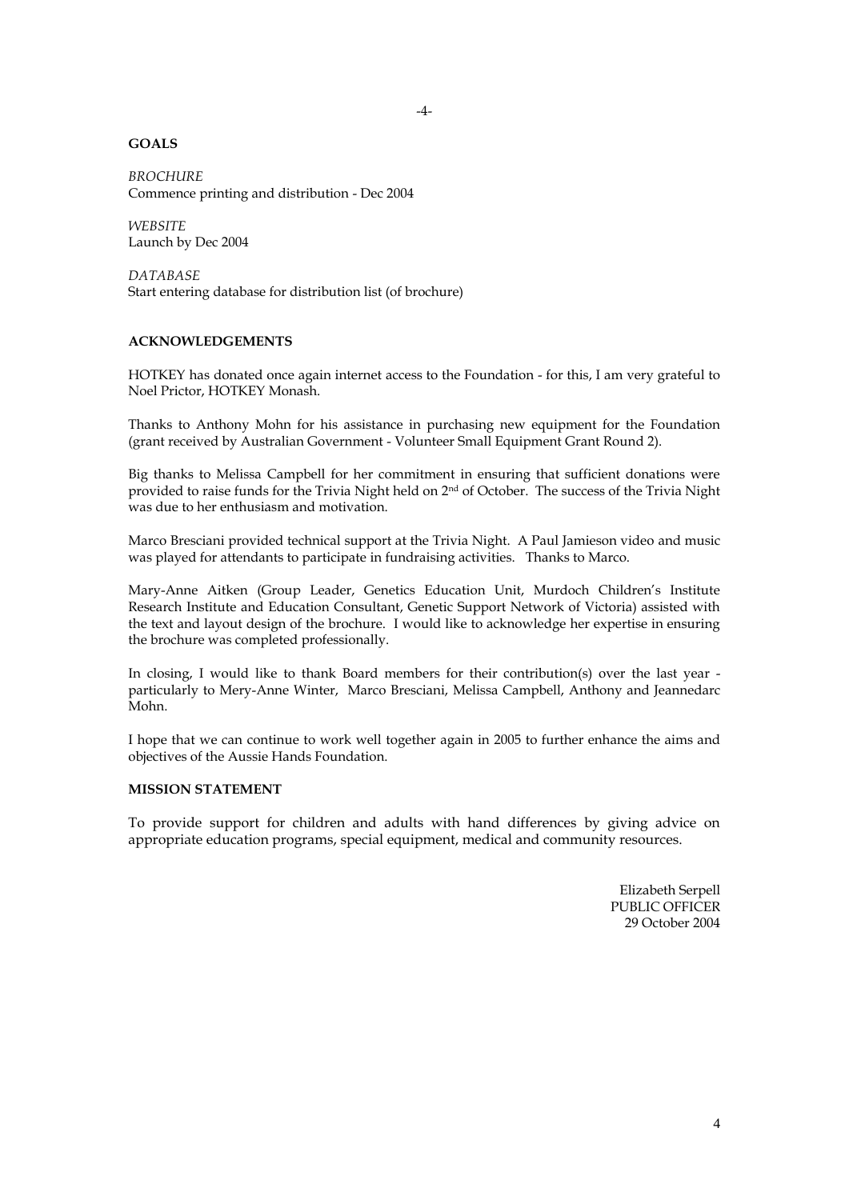**GOALS**

*BROCHURE*
Commence printing and distribution - Dec 2004

*WEBSITE*
Launch by Dec 2004

*DATABASE*
Start entering database for distribution list (of brochure)

**ACKNOWLEDGEMENTS**

HOTKEY has donated once again internet access to the Foundation - for this, I am very grateful to Noel Prictor, HOTKEY Monash.

Thanks to Anthony Mohn for his assistance in purchasing new equipment for the Foundation (grant received by Australian Government - Volunteer Small Equipment Grant Round 2).

Big thanks to Melissa Campbell for her commitment in ensuring that sufficient donations were provided to raise funds for the Trivia Night held on 2nd of October. The success of the Trivia Night was due to her enthusiasm and motivation.

Marco Bresciani provided technical support at the Trivia Night. A Paul Jamieson video and music was played for attendants to participate in fundraising activities. Thanks to Marco.

Mary-Anne Aitken (Group Leader, Genetics Education Unit, Murdoch Children's Institute Research Institute and Education Consultant, Genetic Support Network of Victoria) assisted with the text and layout design of the brochure. I would like to acknowledge her expertise in ensuring the brochure was completed professionally.

In closing, I would like to thank Board members for their contribution(s) over the last year - particularly to Mery-Anne Winter, Marco Bresciani, Melissa Campbell, Anthony and Jeannedarc Mohn.

I hope that we can continue to work well together again in 2005 to further enhance the aims and objectives of the Aussie Hands Foundation.

**MISSION STATEMENT**

To provide support for children and adults with hand differences by giving advice on appropriate education programs, special equipment, medical and community resources.

Elizabeth Serpell
PUBLIC OFFICER
29 October 2004